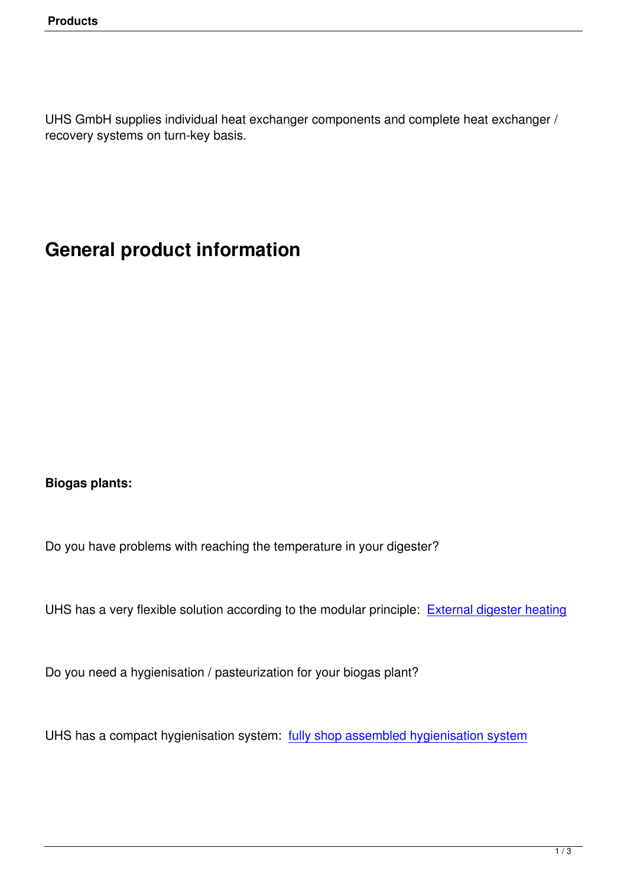UHS GmbH supplies individual heat exchanger components and complete heat exchanger / recovery systems on turn-key basis.

# General product information

**Biogas plants:**

Do you have problems with reaching the temperature in your digester?

UHS has a very flexible solution according to the modular principle: External digester heating

Do you need a hygienisation / pasteurization for your biogas plant?

UHS has a compact hygienisation system: fully shop assembled hygienisation system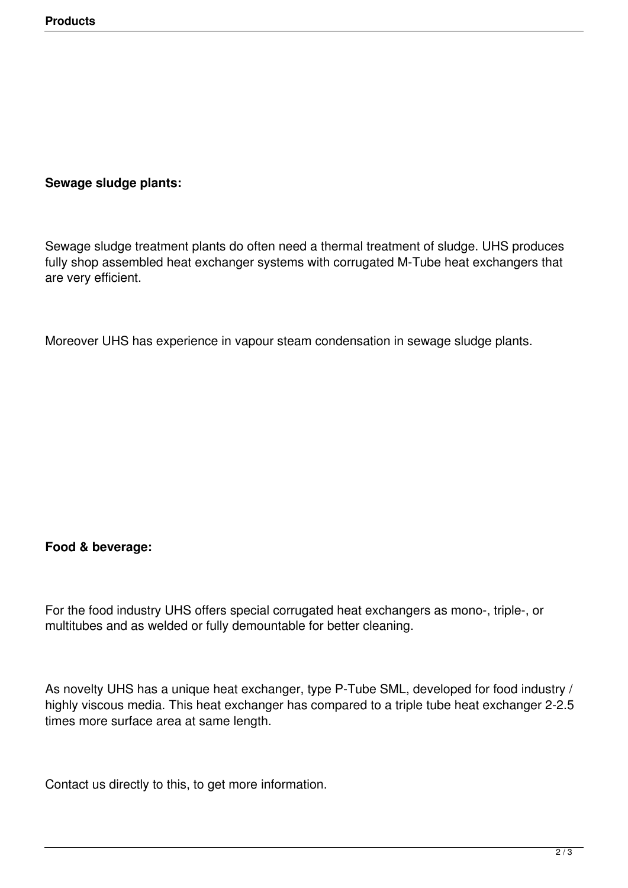**Sewage sludge plants:**

Sewage sludge treatment plants do often need a thermal treatment of sludge. UHS produces fully shop assembled heat exchanger systems with corrugated M-Tube heat exchangers that are very efficient.

Moreover UHS has experience in vapour steam condensation in sewage sludge plants.

**Food & beverage:**

For the food industry UHS offers special corrugated heat exchangers as mono-, triple-, or multitubes and as welded or fully demountable for better cleaning.

As novelty UHS has a unique heat exchanger, type P-Tube SML, developed for food industry / highly viscous media. This heat exchanger has compared to a triple tube heat exchanger 2-2.5 times more surface area at same length.

Contact us directly to this, to get more information.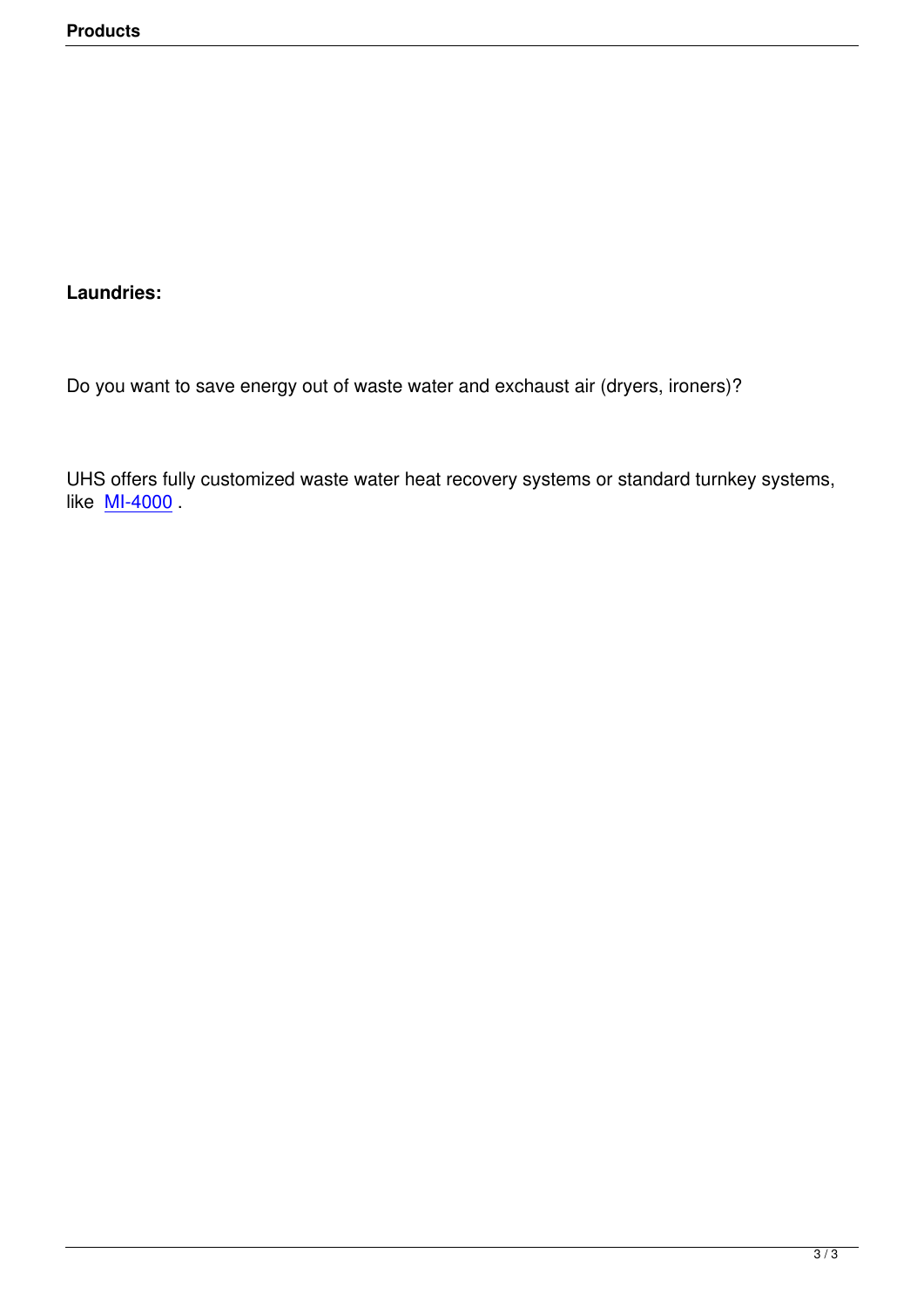**Laundries:**

Do you want to save energy out of waste water and exhaust air (dryers, ironers)?

UHS offers fully customized waste water heat recovery systems or standard turnkey systems, like MI-4000 .